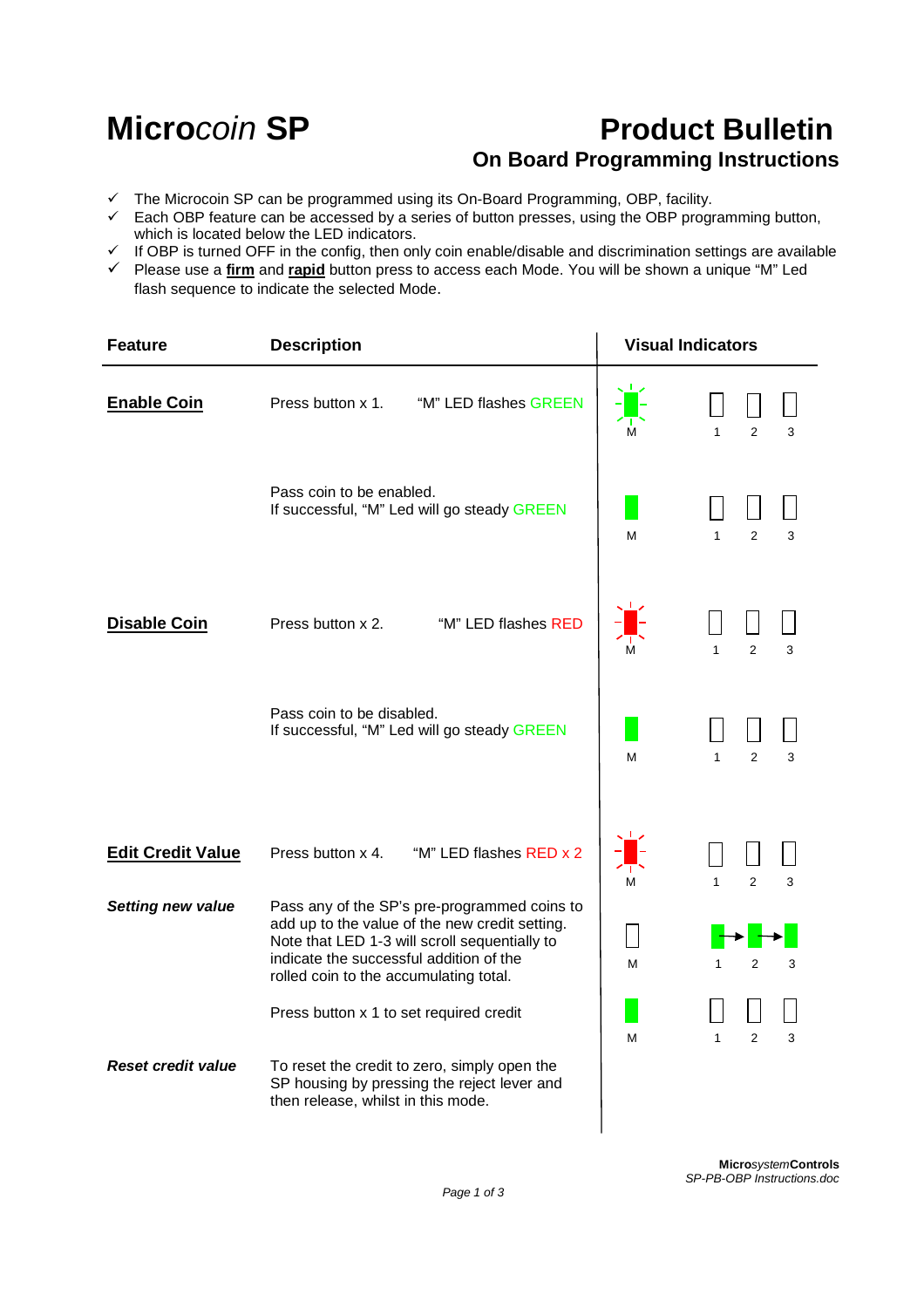# Microcoin SP

## Product Bulletin
### On Board Programming Instructions

- ✓ The Microcoin SP can be programmed using its On-Board Programming, OBP, facility.
- ✓ Each OBP feature can be accessed by a series of button presses, using the OBP programming button, which is located below the LED indicators.
- ✓ If OBP is turned OFF in the config, then only coin enable/disable and discrimination settings are available
- ✓ Please use a **firm** and **rapid** button press to access each Mode. You will be shown a unique "M" Led flash sequence to indicate the selected Mode.

| Feature | Description | Visual Indicators |
|---|---|---|
| **Enable Coin** | Press button x 1. "M" LED flashes GREEN | M 1 2 3 |
| | Pass coin to be enabled. If successful, "M" Led will go steady GREEN | M 1 2 3 |
| **Disable Coin** | Press button x 2. "M" LED flashes RED | M 1 2 3 |
| | Pass coin to be disabled. If successful, "M" Led will go steady GREEN | M 1 2 3 |
| **Edit Credit Value** | Press button x 4. "M" LED flashes RED x 2 | M 1 2 3 |
| *Setting new value* | Pass any of the SP's pre-programmed coins to add up to the value of the new credit setting. Note that LED 1-3 will scroll sequentially to indicate the successful addition of the rolled coin to the accumulating total. | M 1 → 2 → 3 |
| | Press button x 1 to set required credit | M 1 2 3 |
| *Reset credit value* | To reset the credit to zero, simply open the SP housing by pressing the reject lever and then release, whilst in this mode. | |

**Micro***system***Controls**
*SP-PB-OBP Instructions.doc*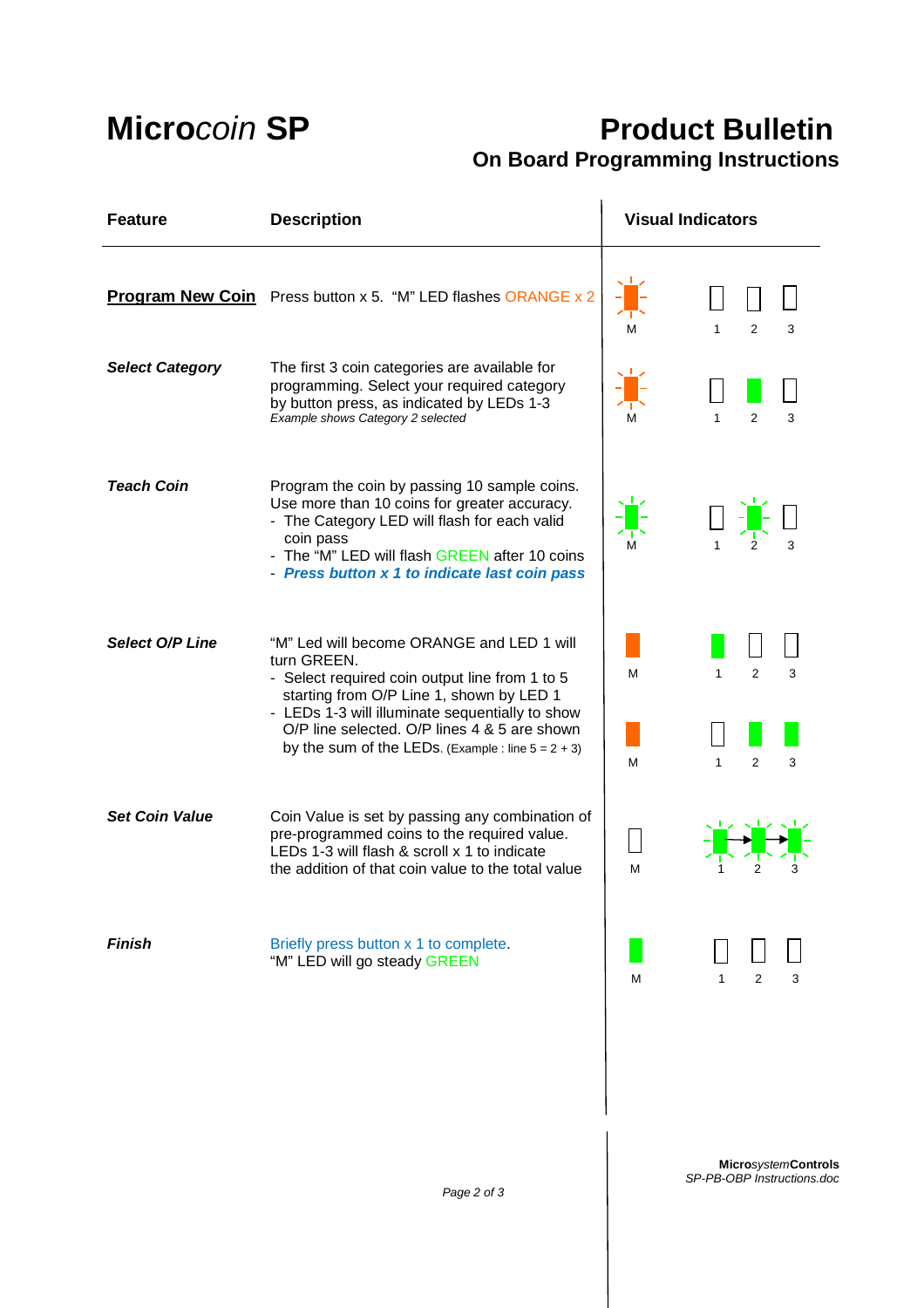# Micro*coin* SP

## Product Bulletin

### On Board Programming Instructions

| Feature | Description | Visual Indicators |
|---|---|---|
| **Program New Coin** | Press button x 5. "M" LED flashes ORANGE x 2 | M 1 2 3 |
| ***Select Category*** | The first 3 coin categories are available for programming. Select your required category by button press, as indicated by LEDs 1-3<br>*Example shows Category 2 selected* | M 1 2 3 |
| ***Teach Coin*** | Program the coin by passing 10 sample coins. Use more than 10 coins for greater accuracy.<br>- The Category LED will flash for each valid coin pass<br>- The "M" LED will flash GREEN after 10 coins<br>- ***Press button x 1 to indicate last coin pass*** | M 1 2 3 |
| ***Select O/P Line*** | "M" Led will become ORANGE and LED 1 will turn GREEN.<br>- Select required coin output line from 1 to 5 starting from O/P Line 1, shown by LED 1<br>- LEDs 1-3 will illuminate sequentially to show O/P line selected. O/P lines 4 & 5 are shown by the sum of the LEDs. (Example : line 5 = 2 + 3) | M 1 2 3<br>M 1 2 3 |
| ***Set Coin Value*** | Coin Value is set by passing any combination of pre-programmed coins to the required value. LEDs 1-3 will flash & scroll x 1 to indicate the addition of that coin value to the total value | M 1 2 3 |
| ***Finish*** | Briefly press button x 1 to complete.<br>"M" LED will go steady GREEN | M 1 2 3 |

**Micro***system***Controls**
*SP-PB-OBP Instructions.doc*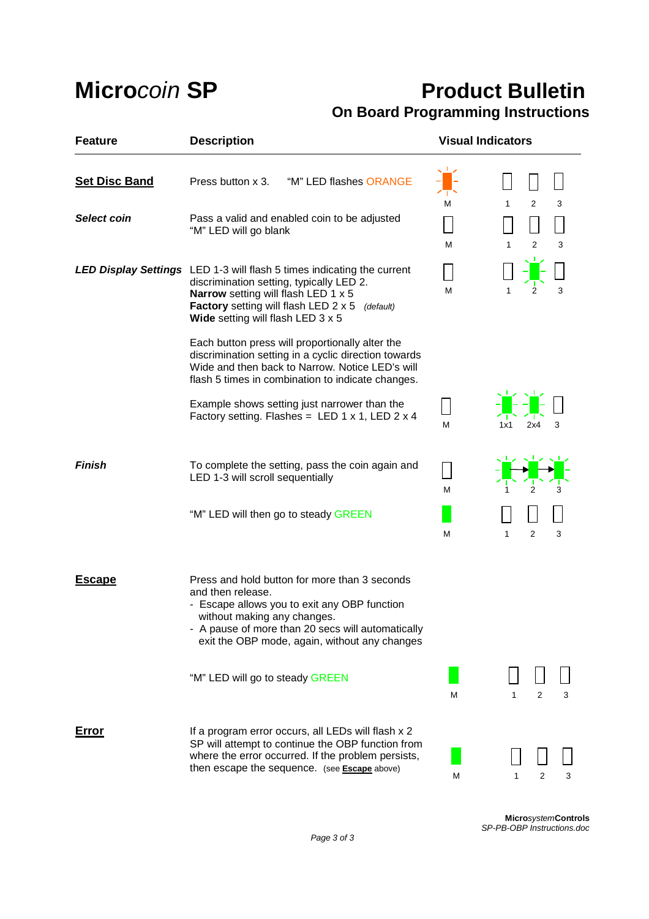# Micro*coin* SP

# Product Bulletin

## On Board Programming Instructions

| Feature | Description | Visual Indicators |
|---|---|---|
| **Set Disc Band** | Press button x 3. "M" LED flashes ORANGE | M 1 2 3 |
| ***Select coin*** | Pass a valid and enabled coin to be adjusted "M" LED will go blank | M 1 2 3 |
| ***LED Display Settings*** | LED 1-3 will flash 5 times indicating the current discrimination setting, typically LED 2. **Narrow** setting will flash LED 1 x 5 **Factory** setting will flash LED 2 x 5 *(default)* **Wide** setting will flash LED 3 x 5 | M 1 2 3 |
| | Each button press will proportionally alter the discrimination setting in a cyclic direction towards Wide and then back to Narrow. Notice LED's will flash 5 times in combination to indicate changes. | |
| | Example shows setting just narrower than the Factory setting. Flashes = LED 1 x 1, LED 2 x 4 | M 1x1 2x4 3 |
| ***Finish*** | To complete the setting, pass the coin again and LED 1-3 will scroll sequentially | M 1 2 3 |
| | "M" LED will then go to steady GREEN | M 1 2 3 |
| **Escape** | Press and hold button for more than 3 seconds and then release. - Escape allows you to exit any OBP function without making any changes. - A pause of more than 20 secs will automatically exit the OBP mode, again, without any changes | |
| | "M" LED will go to steady GREEN | M 1 2 3 |
| **Error** | If a program error occurs, all LEDs will flash x 2 SP will attempt to continue the OBP function from where the error occurred. If the problem persists, then escape the sequence. (see **Escape** above) | M 1 2 3 |

**Micro***system***Controls**
*SP-PB-OBP Instructions.doc*